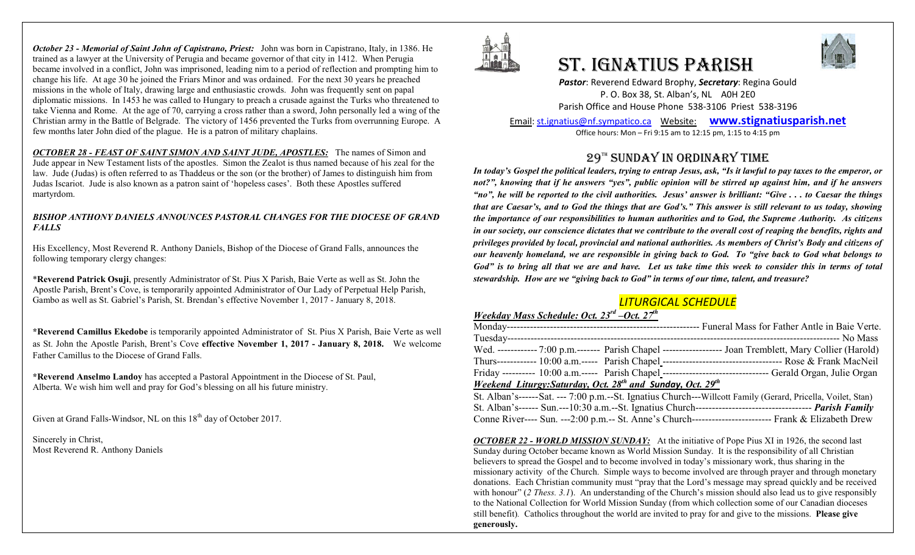*October 23 - Memorial of Saint John of Capistrano, Priest:* John was born in Capistrano, Italy, in 1386. He trained as a lawyer at the University of Perugia and became governor of that city in 1412. When Perugia became involved in a conflict, John was imprisoned, leading nim to a period of reflection and prompting him to change his life. At age 30 he joined the Friars Minor and was ordained. For the next 30 years he preached missions in the whole of Italy, drawing large and enthusiastic crowds. John was frequently sent on papal diplomatic missions. In 1453 he was called to Hungary to preach a crusade against the Turks who threatened to take Vienna and Rome. At the age of 70, carrying a cross rather than a sword, John personally led a wing of the Christian army in the Battle of Belgrade. The victory of 1456 prevented the Turks from overrunning Europe. A few months later John died of the plague. He is a patron of military chaplains.

***OCTOBER 28 - FEAST OF SAINT SIMON AND SAINT JUDE, APOSTLES:*** The names of Simon and Jude appear in New Testament lists of the apostles. Simon the Zealot is thus named because of his zeal for the law. Jude (Judas) is often referred to as Thaddeus or the son (or the brother) of James to distinguish him from Judas Iscariot. Jude is also known as a patron saint of 'hopeless cases'. Both these Apostles suffered martyrdom.

***BISHOP ANTHONY DANIELS ANNOUNCES PASTORAL CHANGES FOR THE DIOCESE OF GRAND FALLS***

His Excellency, Most Reverend R. Anthony Daniels, Bishop of the Diocese of Grand Falls, announces the following temporary clergy changes:

\***Reverend Patrick Osuji**, presently Administrator of St. Pius X Parish, Baie Verte as well as St. John the Apostle Parish, Brent's Cove, is temporarily appointed Administrator of Our Lady of Perpetual Help Parish, Gambo as well as St. Gabriel's Parish, St. Brendan's effective November 1, 2017 - January 8, 2018.

\***Reverend Camillus Ekedobe** is temporarily appointed Administrator of St. Pius X Parish, Baie Verte as well as St. John the Apostle Parish, Brent's Cove **effective November 1, 2017 - January 8, 2018.** We welcome Father Camillus to the Diocese of Grand Falls.

\***Reverend Anselmo Landoy** has accepted a Pastoral Appointment in the Diocese of St. Paul, Alberta. We wish him well and pray for God's blessing on all his future ministry.

Given at Grand Falls-Windsor, NL on this 18th day of October 2017.

Sincerely in Christ,
Most Reverend R. Anthony Daniels

# ST. IGNATIUS PARISH

***Pastor***: Reverend Edward Brophy, ***Secretary***: Regina Gould
P. O. Box 38, St. Alban's, NL A0H 2E0
Parish Office and House Phone 538-3106 Priest 538-3196
Email: st.ignatius@nf.sympatico.ca Website: **www.stignatiusparish.net**
Office hours: Mon – Fri 9:15 am to 12:15 pm, 1:15 to 4:15 pm

## 29TH SUNDAY IN ORDINARY TIME

***In today's Gospel the political leaders, trying to entrap Jesus, ask, "Is it lawful to pay taxes to the emperor, or not?", knowing that if he answers "yes", public opinion will be stirred up against him, and if he answers "no", he will be reported to the civil authorities. Jesus' answer is brilliant: "Give . . . to Caesar the things that are Caesar's, and to God the things that are God's." This answer is still relevant to us today, showing the importance of our responsibilities to human authorities and to God, the Supreme Authority. As citizens in our society, our conscience dictates that we contribute to the overall cost of reaping the benefits, rights and privileges provided by local, provincial and national authorities. As members of Christ's Body and citizens of our heavenly homeland, we are responsible in giving back to God. To "give back to God what belongs to God" is to bring all that we are and have. Let us take time this week to consider this in terms of total stewardship. How are we "giving back to God" in terms of our time, talent, and treasure?***

## *LITURGICAL SCHEDULE*

***Weekday Mass Schedule: Oct. 23rd –Oct. 27th***

Monday---------------------------------------------------------------- Funeral Mass for Father Antle in Baie Verte.
Tuesday--------------------------------------------------------------------------------------------------------- No Mass
Wed. ------------ 7:00 p.m.------- Parish Chapel ------------------ Joan Tremblett, Mary Collier (Harold)
Thurs------------ 10:00 a.m.----- Parish Chapel ------------------------------------ Rose & Frank MacNeil
Friday ---------- 10:00 a.m.----- Parish Chapel -------------------------------- Gerald Organ, Julie Organ

***Weekend Liturgy:Saturday, Oct. 28th and Sunday, Oct. 29th***

St. Alban's------Sat. --- 7:00 p.m.--St. Ignatius Church---Willcott Family (Gerard, Pricella, Voilet, Stan)
St. Alban's------ Sun.---10:30 a.m.--St. Ignatius Church----------------------------------- ***Parish Family***
Conne River---- Sun. ---2:00 p.m.-- St. Anne's Church------------------------ Frank & Elizabeth Drew

***OCTOBER 22 - WORLD MISSION SUNDAY:*** At the initiative of Pope Pius XI in 1926, the second last Sunday during October became known as World Mission Sunday. It is the responsibility of all Christian believers to spread the Gospel and to become involved in today's missionary work, thus sharing in the missionary activity of the Church. Simple ways to become involved are through prayer and through monetary donations. Each Christian community must "pray that the Lord's message may spread quickly and be received with honour" (*2 Thess. 3.1*). An understanding of the Church's mission should also lead us to give responsibly to the National Collection for World Mission Sunday (from which collection some of our Canadian dioceses still benefit). Catholics throughout the world are invited to pray for and give to the missions. **Please give generously.**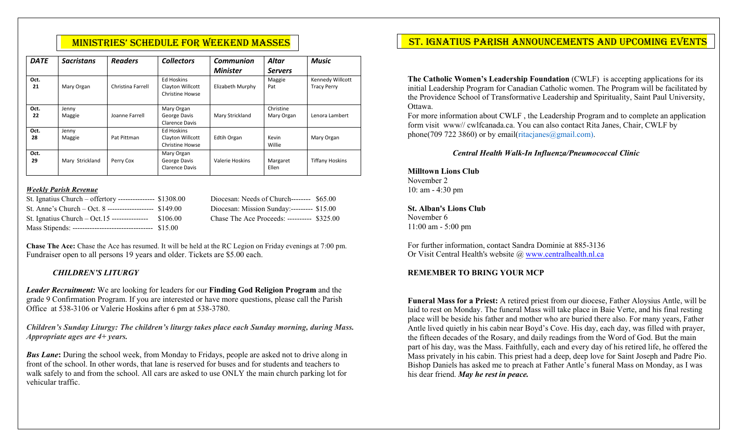## MINISTRIES' SCHEDULE FOR WEEKEND MASSES

| *DATE* | *Sacristans* | *Readers* | *Collectors* | *Communion Minister* | *Altar Servers* | *Music* |
|---|---|---|---|---|---|---|
| Oct. 21 | Mary Organ | Christina Farrell | Ed Hoskins<br>Clayton Willcott<br>Christine Howse | Elizabeth Murphy | Maggie<br>Pat | Kennedy Willcott<br>Tracy Perry |
| Oct. 22 | Jenny<br>Maggie | Joanne Farrell | Mary Organ<br>George Davis<br>Clarence Davis | Mary Strickland | Christine<br>Mary Organ | Lenora Lambert |
| Oct. 28 | Jenny<br>Maggie | Pat Pittman | Ed Hoskins<br>Clayton Willcott<br>Christine Howse | Edtih Organ | Kevin<br>Willie | Mary Organ |
| Oct. 29 | Mary Strickland | Perry Cox | Mary Organ<br>George Davis<br>Clarence Davis | Valerie Hoskins | Margaret<br>Ellen | Tiffany Hoskins |

***Weekly Parish Revenue***

St. Ignatius Church – offertory --------------- $1308.00
St. Anne's Church – Oct. 8 ------------------- $149.00
St. Ignatius Church – Oct.15 --------------- $106.00
Mass Stipends: --------------------------------- $15.00

Diocesan: Needs of Church-------- $65.00
Diocesan: Mission Sunday:--------- $15.00
Chase The Ace Proceeds: ---------- $325.00

**Chase The Ace:** Chase the Ace has resumed. It will be held at the RC Legion on Friday evenings at 7:00 pm. Fundraiser open to all persons 19 years and older. Tickets are $5.00 each.

### *CHILDREN'S LITURGY*

***Leader Recruitment:*** We are looking for leaders for our **Finding God Religion Program** and the grade 9 Confirmation Program. If you are interested or have more questions, please call the Parish Office at 538-3106 or Valerie Hoskins after 6 pm at 538-3780.

***Children's Sunday Liturgy: The children's liturgy takes place each Sunday morning, during Mass. Appropriate ages are 4+ years.***

***Bus Lane*:** During the school week, from Monday to Fridays, people are asked not to drive along in front of the school. In other words, that lane is reserved for buses and for students and teachers to walk safely to and from the school. All cars are asked to use ONLY the main church parking lot for vehicular traffic.

## ST. IGNATIUS PARISH ANNOUNCEMENTS AND UPCOMING EVENTS

**The Catholic Women's Leadership Foundation** (CWLF) is accepting applications for its initial Leadership Program for Canadian Catholic women. The Program will be facilitated by the Providence School of Transformative Leadership and Spirituality, Saint Paul University, Ottawa.
For more information about CWLF , the Leadership Program and to complete an application form visit www// cwlfcanada.ca. You can also contact Rita Janes, Chair, CWLF by phone(709 722 3860) or by email(ritacjanes@gmail.com).

***Central Health Walk-In Influenza/Pneumococcal Clinic***

**Milltown Lions Club**
November 2
10: am - 4:30 pm

**St. Alban's Lions Club**
November 6
11:00 am - 5:00 pm

For further information, contact Sandra Dominie at 885-3136
Or Visit Central Health's website @ www.centralhealth.nl.ca

**REMEMBER TO BRING YOUR MCP**

**Funeral Mass for a Priest:** A retired priest from our diocese, Father Aloysius Antle, will be laid to rest on Monday. The funeral Mass will take place in Baie Verte, and his final resting place will be beside his father and mother who are buried there also. For many years, Father Antle lived quietly in his cabin near Boyd's Cove. His day, each day, was filled with prayer, the fifteen decades of the Rosary, and daily readings from the Word of God. But the main part of his day, was the Mass. Faithfully, each and every day of his retired life, he offered the Mass privately in his cabin. This priest had a deep, deep love for Saint Joseph and Padre Pio. Bishop Daniels has asked me to preach at Father Antle's funeral Mass on Monday, as I was his dear friend. ***May he rest in peace.***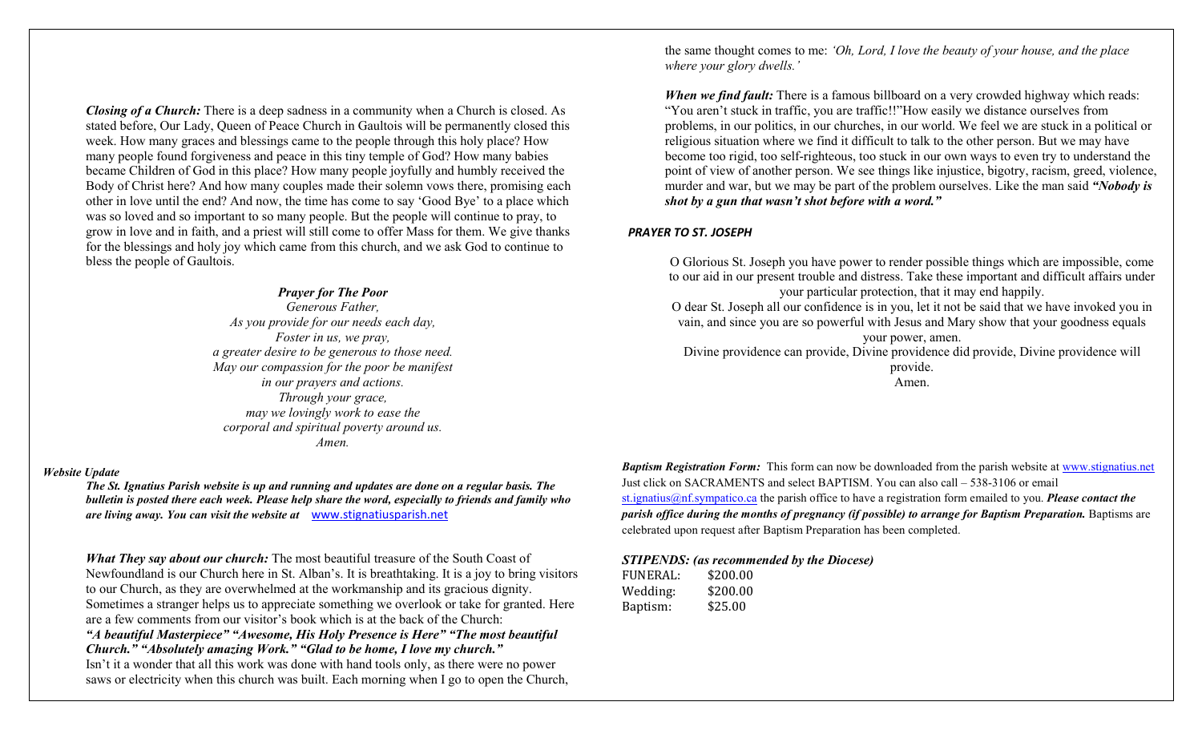***Closing of a Church:*** There is a deep sadness in a community when a Church is closed. As stated before, Our Lady, Queen of Peace Church in Gaultois will be permanently closed this week. How many graces and blessings came to the people through this holy place? How many people found forgiveness and peace in this tiny temple of God? How many babies became Children of God in this place? How many people joyfully and humbly received the Body of Christ here? And how many couples made their solemn vows there, promising each other in love until the end? And now, the time has come to say 'Good Bye' to a place which was so loved and so important to so many people. But the people will continue to pray, to grow in love and in faith, and a priest will still come to offer Mass for them. We give thanks for the blessings and holy joy which came from this church, and we ask God to continue to bless the people of Gaultois.

***Prayer for The Poor***

*Generous Father,*
*As you provide for our needs each day,*
*Foster in us, we pray,*
*a greater desire to be generous to those need.*
*May our compassion for the poor be manifest*
*in our prayers and actions.*
*Through your grace,*
*may we lovingly work to ease the*
*corporal and spiritual poverty around us.*
*Amen.*

***Website Update***

***The St. Ignatius Parish website is up and running and updates are done on a regular basis. The bulletin is posted there each week. Please help share the word, especially to friends and family who are living away. You can visit the website at*** www.stignatiusparish.net

***What They say about our church:*** The most beautiful treasure of the South Coast of Newfoundland is our Church here in St. Alban's. It is breathtaking. It is a joy to bring visitors to our Church, as they are overwhelmed at the workmanship and its gracious dignity. Sometimes a stranger helps us to appreciate something we overlook or take for granted. Here are a few comments from our visitor's book which is at the back of the Church:
***"A beautiful Masterpiece" "Awesome, His Holy Presence is Here" "The most beautiful Church." "Absolutely amazing Work." "Glad to be home, I love my church."***
Isn't it a wonder that all this work was done with hand tools only, as there were no power saws or electricity when this church was built. Each morning when I go to open the Church, the same thought comes to me: *'Oh, Lord, I love the beauty of your house, and the place where your glory dwells.'*

***When we find fault:*** There is a famous billboard on a very crowded highway which reads: "You aren't stuck in traffic, you are traffic!!"How easily we distance ourselves from problems, in our politics, in our churches, in our world. We feel we are stuck in a political or religious situation where we find it difficult to talk to the other person. But we may have become too rigid, too self-righteous, too stuck in our own ways to even try to understand the point of view of another person. We see things like injustice, bigotry, racism, greed, violence, murder and war, but we may be part of the problem ourselves. Like the man said ***"Nobody is shot by a gun that wasn't shot before with a word."***

***PRAYER TO ST. JOSEPH***

O Glorious St. Joseph you have power to render possible things which are impossible, come to our aid in our present trouble and distress. Take these important and difficult affairs under your particular protection, that it may end happily.
O dear St. Joseph all our confidence is in you, let it not be said that we have invoked you in vain, and since you are so powerful with Jesus and Mary show that your goodness equals your power, amen.
Divine providence can provide, Divine providence did provide, Divine providence will provide.
Amen.

***Baptism Registration Form:*** This form can now be downloaded from the parish website at www.stignatius.net Just click on SACRAMENTS and select BAPTISM. You can also call – 538-3106 or email st.ignatius@nf.sympatico.ca the parish office to have a registration form emailed to you. ***Please contact the parish office during the months of pregnancy (if possible) to arrange for Baptism Preparation.*** Baptisms are celebrated upon request after Baptism Preparation has been completed.

***STIPENDS: (as recommended by the Diocese)***

| | |
|---|---|
| FUNERAL: | \$200.00 |
| Wedding: | \$200.00 |
| Baptism: | \$25.00 |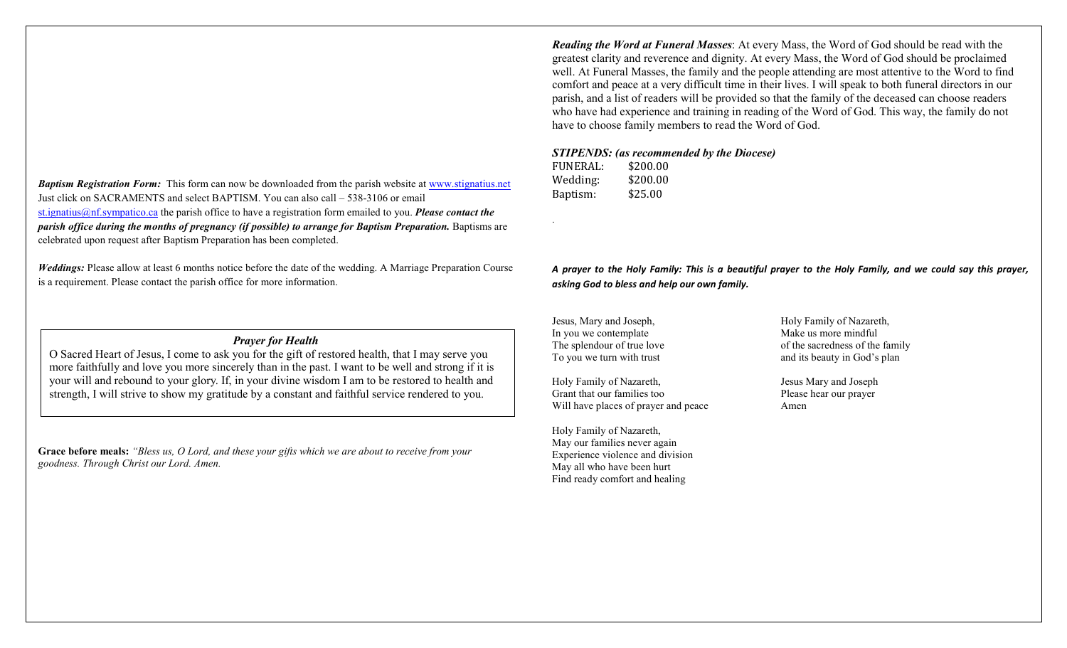***Baptism Registration Form:*** This form can now be downloaded from the parish website at www.stignatius.net Just click on SACRAMENTS and select BAPTISM. You can also call – 538-3106 or email st.ignatius@nf.sympatico.ca the parish office to have a registration form emailed to you. ***Please contact the parish office during the months of pregnancy (if possible) to arrange for Baptism Preparation.*** Baptisms are celebrated upon request after Baptism Preparation has been completed.

***Weddings:*** Please allow at least 6 months notice before the date of the wedding. A Marriage Preparation Course is a requirement. Please contact the parish office for more information.

### *Prayer for Health*

O Sacred Heart of Jesus, I come to ask you for the gift of restored health, that I may serve you more faithfully and love you more sincerely than in the past. I want to be well and strong if it is your will and rebound to your glory. If, in your divine wisdom I am to be restored to health and strength, I will strive to show my gratitude by a constant and faithful service rendered to you.

**Grace before meals:** *"Bless us, O Lord, and these your gifts which we are about to receive from your goodness. Through Christ our Lord. Amen.*

***Reading the Word at Funeral Masses***: At every Mass, the Word of God should be read with the greatest clarity and reverence and dignity. At every Mass, the Word of God should be proclaimed well. At Funeral Masses, the family and the people attending are most attentive to the Word to find comfort and peace at a very difficult time in their lives. I will speak to both funeral directors in our parish, and a list of readers will be provided so that the family of the deceased can choose readers who have had experience and training in reading of the Word of God. This way, the family do not have to choose family members to read the Word of God.

***STIPENDS: (as recommended by the Diocese)***

| | |
|---|---|
| FUNERAL: | $200.00 |
| Wedding: | $200.00 |
| Baptism: | $25.00 |

***A prayer to the Holy Family: This is a beautiful prayer to the Holy Family, and we could say this prayer, asking God to bless and help our own family.***

Jesus, Mary and Joseph,
In you we contemplate
The splendour of true love
To you we turn with trust

Holy Family of Nazareth,
Grant that our families too
Will have places of prayer and peace

Holy Family of Nazareth,
May our families never again
Experience violence and division
May all who have been hurt
Find ready comfort and healing

Holy Family of Nazareth,
Make us more mindful
of the sacredness of the family
and its beauty in God's plan

Jesus Mary and Joseph
Please hear our prayer
Amen